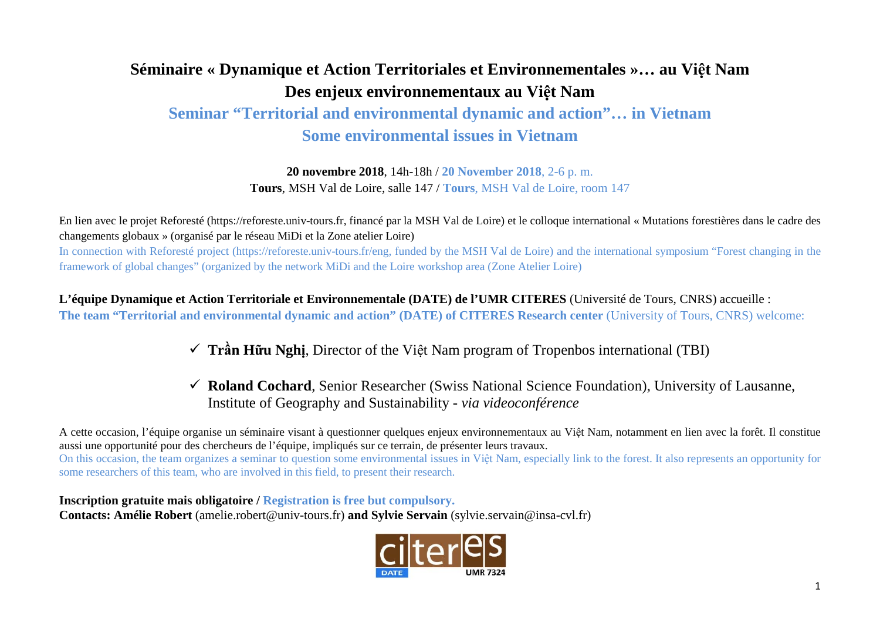# Séminaire « Dynamique et Action Territoriales et Environnementales »… au Việt Nam

# Des enjeux environnementaux au Việt Nam

## Seminar "Territorial and environmental dynamic and action"… in Vietnam

## Some environmental issues in Vietnam

**20 novembre 2018**, 14h-18h / **20 November 2018**, 2-6 p. m.

**Tours**, MSH Val de Loire, salle 147 / **Tours**, MSH Val de Loire, room 147

En lien avec le projet Reforesté (https://reforeste.univ-tours.fr, financé par la MSH Val de Loire) et le colloque international « Mutations forestières dans le cadre des changements globaux » (organisé par le réseau MiDi et la Zone atelier Loire)

In connection with Reforesté project (https://reforeste.univ-tours.fr/eng, funded by the MSH Val de Loire) and the international symposium "Forest changing in the framework of global changes" (organized by the network MiDi and the Loire workshop area (Zone Atelier Loire)

**L'équipe Dynamique et Action Territoriale et Environnementale (DATE) de l'UMR CITERES** (Université de Tours, CNRS) accueille :

**The team "Territorial and environmental dynamic and action" (DATE) of CITERES Research center** (University of Tours, CNRS) welcome:

- ✓ **Trần Hữu Nghị**, Director of the Việt Nam program of Tropenbos international (TBI)
- ✓ **Roland Cochard**, Senior Researcher (Swiss National Science Foundation), University of Lausanne, Institute of Geography and Sustainability - *via videoconférence*

A cette occasion, l'équipe organise un séminaire visant à questionner quelques enjeux environnementaux au Việt Nam, notamment en lien avec la forêt. Il constitue aussi une opportunité pour des chercheurs de l'équipe, impliqués sur ce terrain, de présenter leurs travaux.

On this occasion, the team organizes a seminar to question some environmental issues in Việt Nam, especially link to the forest. It also represents an opportunity for some researchers of this team, who are involved in this field, to present their research.

**Inscription gratuite mais obligatoire / Registration is free but compulsory.**

**Contacts: Amélie Robert** (amelie.robert@univ-tours.fr) **and Sylvie Servain** (sylvie.servain@insa-cvl.fr)

citeres DATE UMR 7324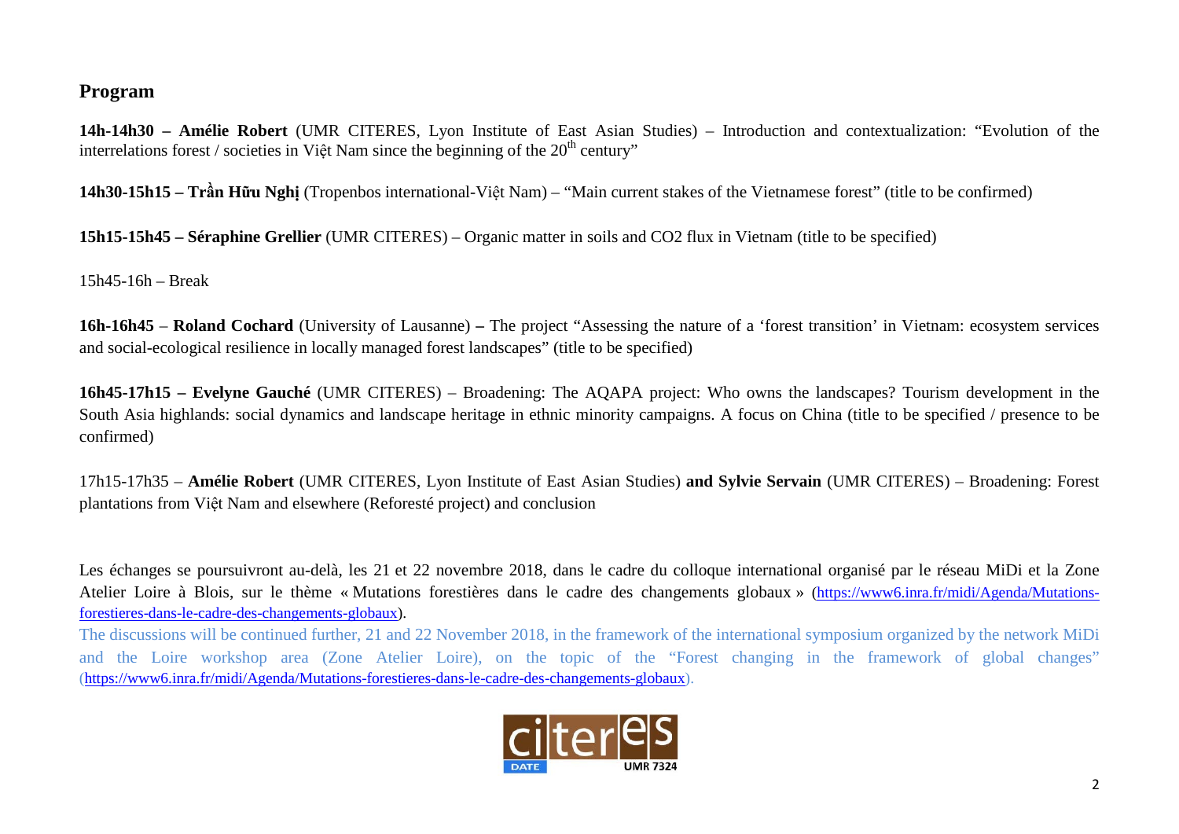## Program

**14h-14h30 – Amélie Robert** (UMR CITERES, Lyon Institute of East Asian Studies) – Introduction and contextualization: "Evolution of the interrelations forest / societies in Việt Nam since the beginning of the 20th century"

**14h30-15h15 – Trần Hữu Nghị** (Tropenbos international-Việt Nam) – "Main current stakes of the Vietnamese forest" (title to be confirmed)

**15h15-15h45 – Séraphine Grellier** (UMR CITERES) – Organic matter in soils and CO2 flux in Vietnam (title to be specified)

15h45-16h – Break

**16h-16h45** – **Roland Cochard** (University of Lausanne) **–** The project "Assessing the nature of a 'forest transition' in Vietnam: ecosystem services and social-ecological resilience in locally managed forest landscapes" (title to be specified)

**16h45-17h15 – Evelyne Gauché** (UMR CITERES) – Broadening: The AQAPA project: Who owns the landscapes? Tourism development in the South Asia highlands: social dynamics and landscape heritage in ethnic minority campaigns. A focus on China (title to be specified / presence to be confirmed)

17h15-17h35 – **Amélie Robert** (UMR CITERES, Lyon Institute of East Asian Studies) **and Sylvie Servain** (UMR CITERES) – Broadening: Forest plantations from Việt Nam and elsewhere (Reforesté project) and conclusion

Les échanges se poursuivront au-delà, les 21 et 22 novembre 2018, dans le cadre du colloque international organisé par le réseau MiDi et la Zone Atelier Loire à Blois, sur le thème « Mutations forestières dans le cadre des changements globaux » (https://www6.inra.fr/midi/Agenda/Mutations-forestieres-dans-le-cadre-des-changements-globaux).

The discussions will be continued further, 21 and 22 November 2018, in the framework of the international symposium organized by the network MiDi and the Loire workshop area (Zone Atelier Loire), on the topic of the "Forest changing in the framework of global changes" (https://www6.inra.fr/midi/Agenda/Mutations-forestieres-dans-le-cadre-des-changements-globaux).

citeres DATE UMR 7324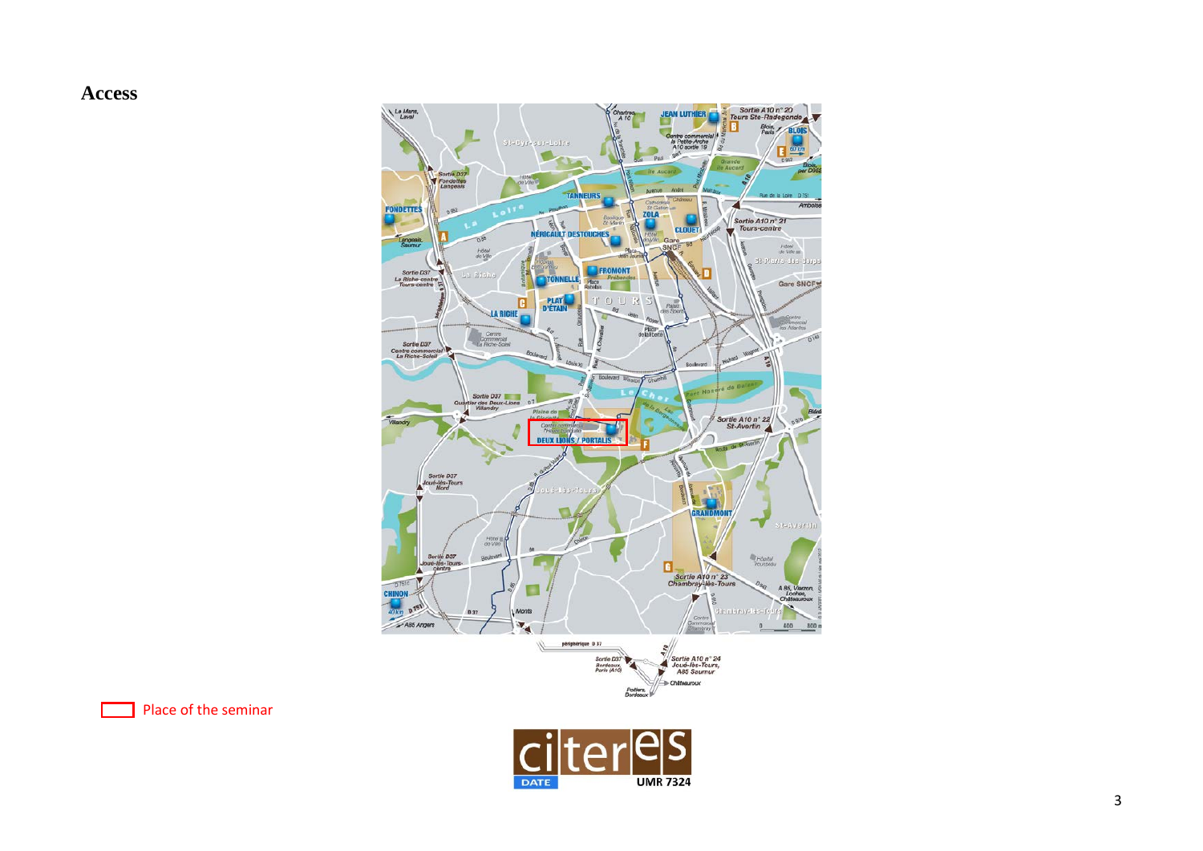## Access

Place of the seminar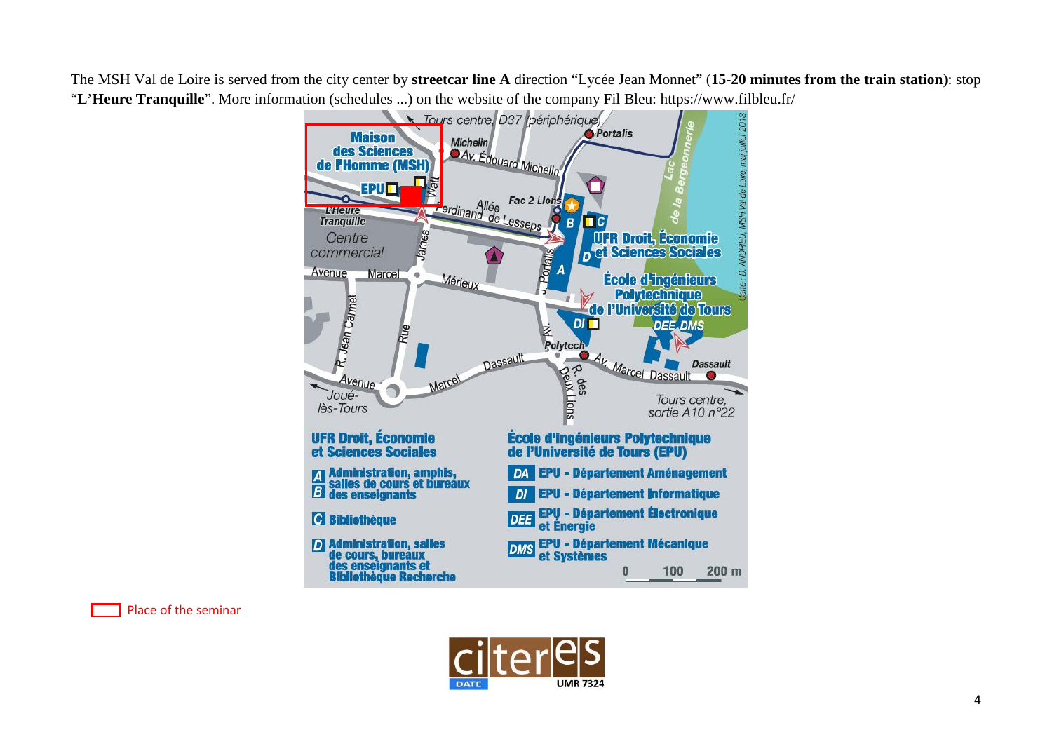The MSH Val de Loire is served from the city center by **streetcar line A** direction "Lycée Jean Monnet" (**15-20 minutes from the train station**): stop "**L'Heure Tranquille**". More information (schedules ...) on the website of the company Fil Bleu: https://www.filbleu.fr/

Tours centre, D37 (périphérique)

Maison des Sciences de l'Homme (MSH)

EPU

Michelin

Av. Édouard Michelin

Portalis

Lac de la Bergeonnerie

Carte : D. ANDRIEU, MSH Val de Loire, mai juillet 2013

L'Heure Tranquille

Watt

Allée Ferdinand de Lesseps

Fac 2 Lions

B

C

UFR Droit, Économie et Sciences Sociales

Centre commercial

James

D

Av. J. Portalis

A

Avenue Marcel Mérieux

École d'ingénieurs Polytechnique de l'Université de Tours

R. Jean Carmet

Rue

DI

DEE DMS

Polytech

Av. Marcel Dassault

Dassault

Avenue Marcel Dassault

R. des Deux Lions

Joué-lès-Tours

Tours centre, sortie A10 n°22

**UFR Droit, Économie et Sciences Sociales**

- **A** / **B** Administration, amphis, salles de cours et bureaux des enseignants
- **C** Bibliothèque
- **D** Administration, salles de cours, bureaux des enseignants et Bibliothèque Recherche

**École d'ingénieurs Polytechnique de l'Université de Tours (EPU)**

- **DA** EPU - Département Aménagement
- **DI** EPU - Département Informatique
- **DEE** EPU - Département Électronique et Énergie
- **DMS** EPU - Département Mécanique et Systèmes

0 100 200 m

Place of the seminar

citeres DATE UMR 7324